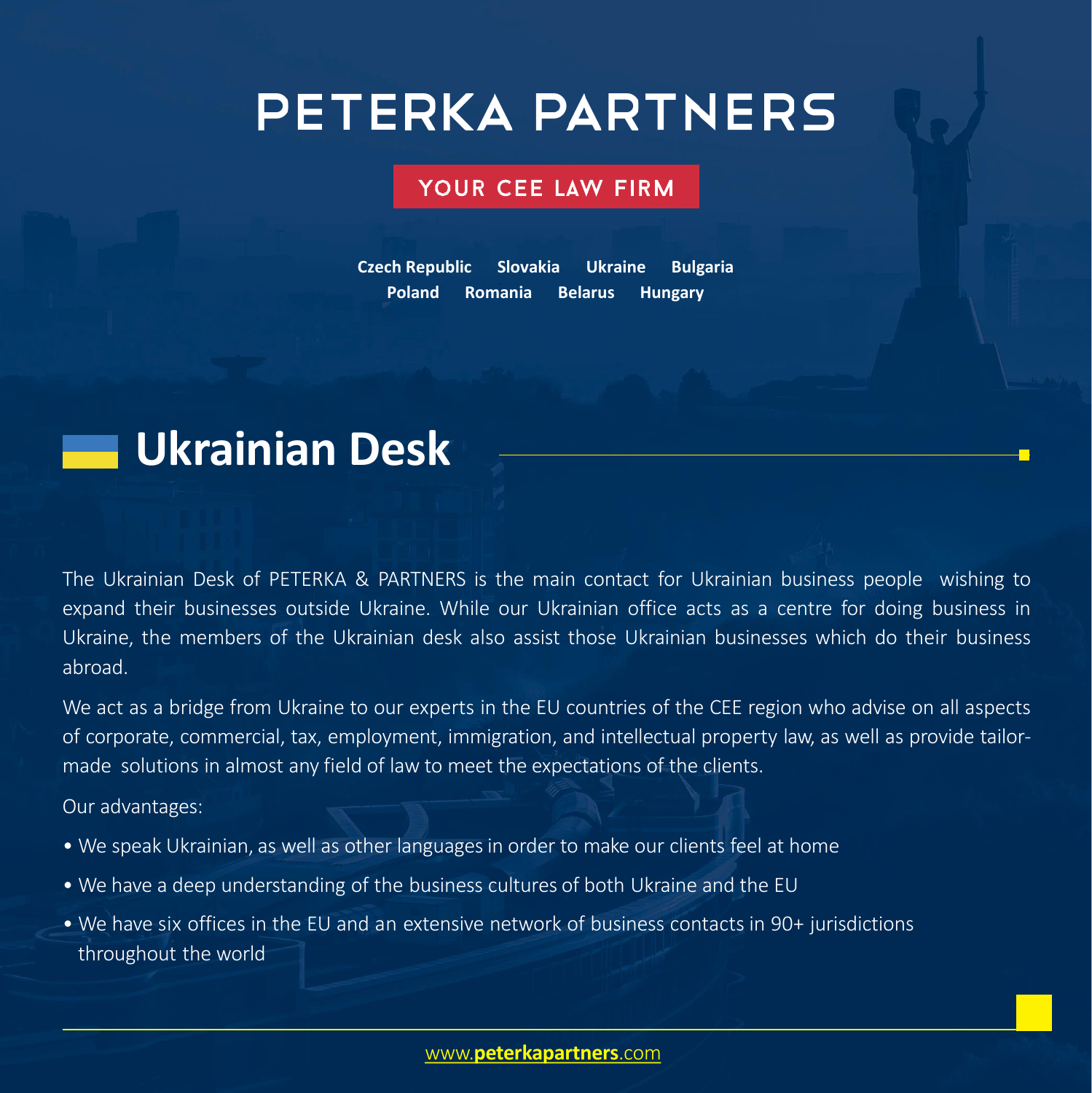# PETERKA PARTNERS

YOUR CEE LAW FIRM

**Czech Republic** **Slovakia** **Ukraine** **Bulgaria**
**Poland** **Romania** **Belarus** **Hungary**

## Ukrainian Desk

The Ukrainian Desk of PETERKA & PARTNERS is the main contact for Ukrainian business people wishing to expand their businesses outside Ukraine. While our Ukrainian office acts as a centre for doing business in Ukraine, the members of the Ukrainian desk also assist those Ukrainian businesses which do their business abroad.

We act as a bridge from Ukraine to our experts in the EU countries of the CEE region who advise on all aspects of corporate, commercial, tax, employment, immigration, and intellectual property law, as well as provide tailor-made solutions in almost any field of law to meet the expectations of the clients.

Our advantages:

- We speak Ukrainian, as well as other languages in order to make our clients feel at home
- We have a deep understanding of the business cultures of both Ukraine and the EU
- We have six offices in the EU and an extensive network of business contacts in 90+ jurisdictions throughout the world

www.**peterkapartners**.com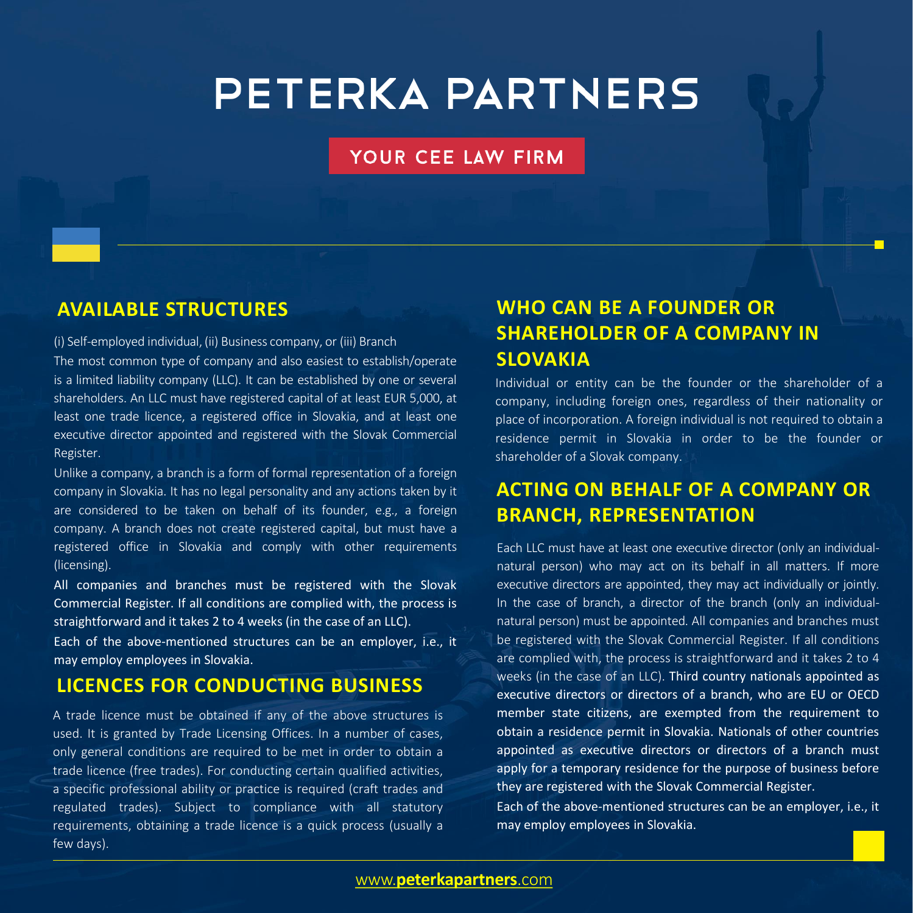# PETERKA PARTNERS

YOUR CEE LAW FIRM

## AVAILABLE STRUCTURES

(i) Self-employed individual, (ii) Business company, or (iii) Branch

The most common type of company and also easiest to establish/operate is a limited liability company (LLC). It can be established by one or several shareholders. An LLC must have registered capital of at least EUR 5,000, at least one trade licence, a registered office in Slovakia, and at least one executive director appointed and registered with the Slovak Commercial Register.

Unlike a company, a branch is a form of formal representation of a foreign company in Slovakia. It has no legal personality and any actions taken by it are considered to be taken on behalf of its founder, e.g., a foreign company. A branch does not create registered capital, but must have a registered office in Slovakia and comply with other requirements (licensing).

All companies and branches must be registered with the Slovak Commercial Register. If all conditions are complied with, the process is straightforward and it takes 2 to 4 weeks (in the case of an LLC).

Each of the above-mentioned structures can be an employer, i.e., it may employ employees in Slovakia.

## LICENCES FOR CONDUCTING BUSINESS

A trade licence must be obtained if any of the above structures is used. It is granted by Trade Licensing Offices. In a number of cases, only general conditions are required to be met in order to obtain a trade licence (free trades). For conducting certain qualified activities, a specific professional ability or practice is required (craft trades and regulated trades). Subject to compliance with all statutory requirements, obtaining a trade licence is a quick process (usually a few days).

## WHO CAN BE A FOUNDER OR SHAREHOLDER OF A COMPANY IN SLOVAKIA

Individual or entity can be the founder or the shareholder of a company, including foreign ones, regardless of their nationality or place of incorporation. A foreign individual is not required to obtain a residence permit in Slovakia in order to be the founder or shareholder of a Slovak company.

## ACTING ON BEHALF OF A COMPANY OR BRANCH, REPRESENTATION

Each LLC must have at least one executive director (only an individual-natural person) who may act on its behalf in all matters. If more executive directors are appointed, they may act individually or jointly. In the case of branch, a director of the branch (only an individual-natural person) must be appointed. All companies and branches must be registered with the Slovak Commercial Register. If all conditions are complied with, the process is straightforward and it takes 2 to 4 weeks (in the case of an LLC). Third country nationals appointed as executive directors or directors of a branch, who are EU or OECD member state citizens, are exempted from the requirement to obtain a residence permit in Slovakia. Nationals of other countries appointed as executive directors or directors of a branch must apply for a temporary residence for the purpose of business before they are registered with the Slovak Commercial Register.

Each of the above-mentioned structures can be an employer, i.e., it may employ employees in Slovakia.

www.peterkapartners.com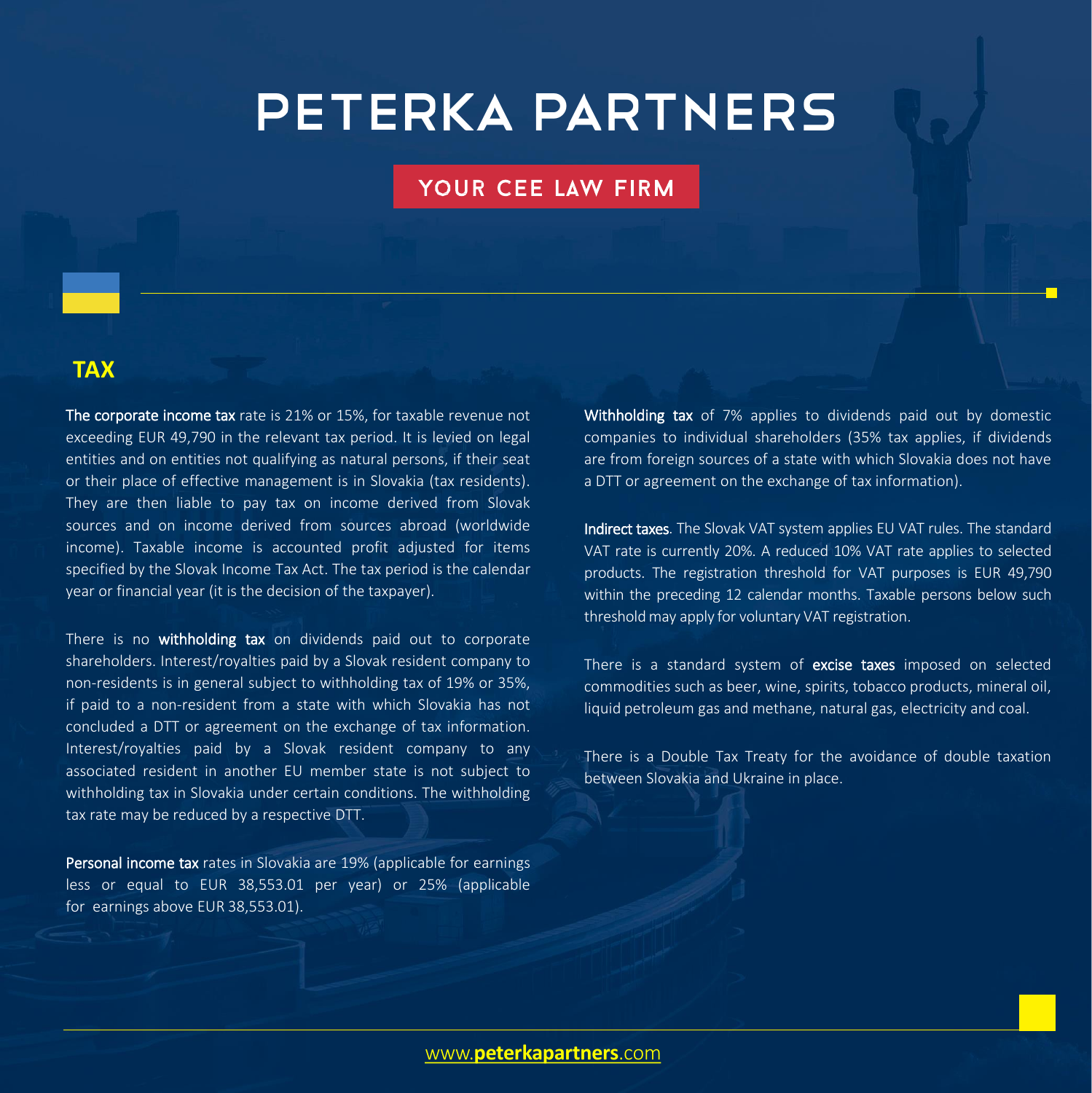# PETERKA PARTNERS

YOUR CEE LAW FIRM

## TAX

**The corporate income tax** rate is 21% or 15%, for taxable revenue not exceeding EUR 49,790 in the relevant tax period. It is levied on legal entities and on entities not qualifying as natural persons, if their seat or their place of effective management is in Slovakia (tax residents). They are then liable to pay tax on income derived from Slovak sources and on income derived from sources abroad (worldwide income). Taxable income is accounted profit adjusted for items specified by the Slovak Income Tax Act. The tax period is the calendar year or financial year (it is the decision of the taxpayer).

There is no **withholding tax** on dividends paid out to corporate shareholders. Interest/royalties paid by a Slovak resident company to non-residents is in general subject to withholding tax of 19% or 35%, if paid to a non-resident from a state with which Slovakia has not concluded a DTT or agreement on the exchange of tax information. Interest/royalties paid by a Slovak resident company to any associated resident in another EU member state is not subject to withholding tax in Slovakia under certain conditions. The withholding tax rate may be reduced by a respective DTT.

**Personal income tax** rates in Slovakia are 19% (applicable for earnings less or equal to EUR 38,553.01 per year) or 25% (applicable for earnings above EUR 38,553.01).

**Withholding tax** of 7% applies to dividends paid out by domestic companies to individual shareholders (35% tax applies, if dividends are from foreign sources of a state with which Slovakia does not have a DTT or agreement on the exchange of tax information).

**Indirect taxes**. The Slovak VAT system applies EU VAT rules. The standard VAT rate is currently 20%. A reduced 10% VAT rate applies to selected products. The registration threshold for VAT purposes is EUR 49,790 within the preceding 12 calendar months. Taxable persons below such threshold may apply for voluntary VAT registration.

There is a standard system of **excise taxes** imposed on selected commodities such as beer, wine, spirits, tobacco products, mineral oil, liquid petroleum gas and methane, natural gas, electricity and coal.

There is a Double Tax Treaty for the avoidance of double taxation between Slovakia and Ukraine in place.

www.**peterkapartners**.com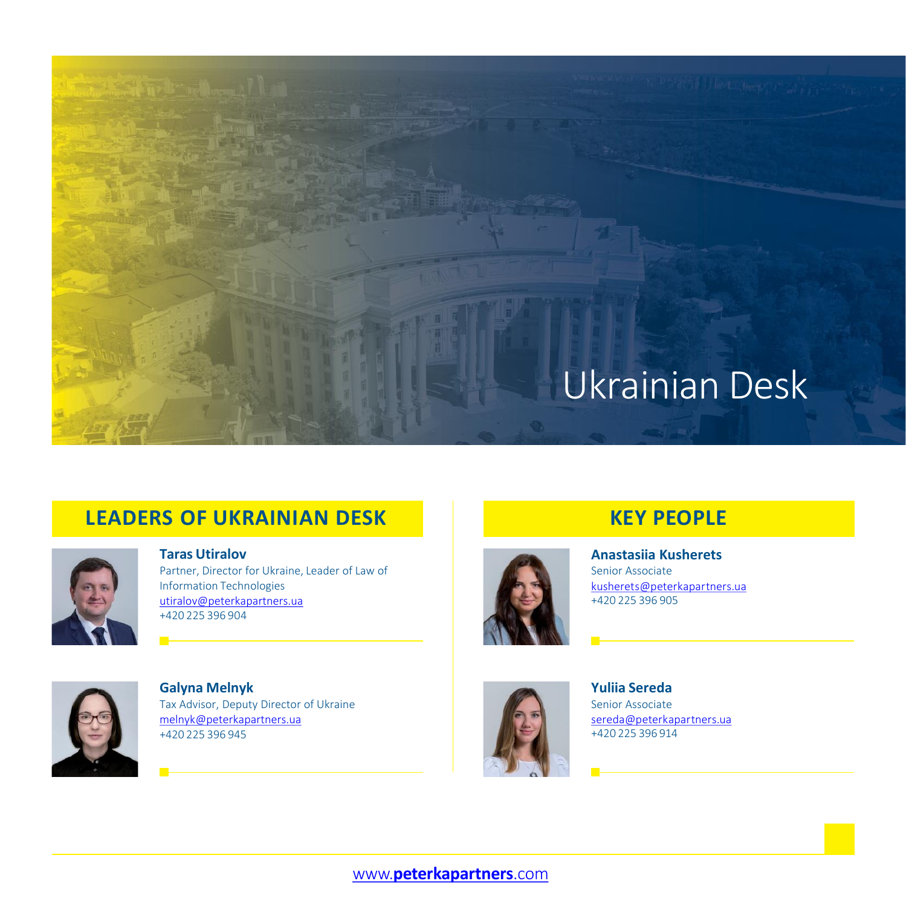# Ukrainian Desk

## LEADERS OF UKRAINIAN DESK

**Taras Utiralov**
Partner, Director for Ukraine, Leader of Law of Information Technologies
utiralov@peterkapartners.ua
+420 225 396 904

**Galyna Melnyk**
Tax Advisor, Deputy Director of Ukraine
melnyk@peterkapartners.ua
+420 225 396 945

## KEY PEOPLE

**Anastasiia Kusherets**
Senior Associate
kusherets@peterkapartners.ua
+420 225 396 905

**Yuliia Sereda**
Senior Associate
sereda@peterkapartners.ua
+420 225 396 914

www.**peterkapartners**.com